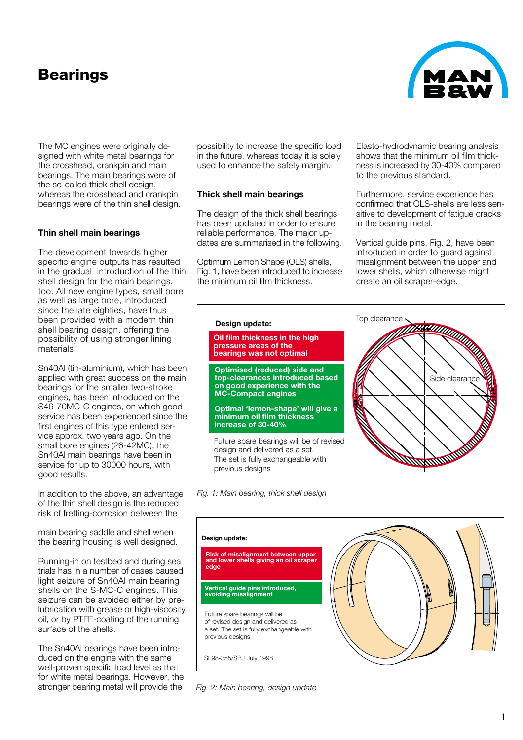# Bearings

The MC engines were originally designed with white metal bearings for the crosshead, crankpin and main bearings. The main bearings were of the so-called thick shell design, whereas the crosshead and crankpin bearings were of the thin shell design.

### Thin shell main bearings

The development towards higher specific engine outputs has resulted in the gradual introduction of the thin shell design for the main bearings, too. All new engine types, small bore as well as large bore, introduced since the late eighties, have thus been provided with a modern thin shell bearing design, offering the possibility of using stronger lining materials.

Sn40Al (tin-aluminium), which has been applied with great success on the main bearings for the smaller two-stroke engines, has been introduced on the S46-70MC-C engines, on which good service has been experienced since the first engines of this type entered service approx. two years ago. On the small bore engines (26-42MC), the Sn40Al main bearings have been in service for up to 30000 hours, with good results.

In addition to the above, an advantage of the thin shell design is the reduced risk of fretting-corrosion between the main bearing saddle and shell when the bearing housing is well designed.

Running-in on testbed and during sea trials has in a number of cases caused light seizure of Sn40Al main bearing shells on the S-MC-C engines. This seizure can be avoided either by pre-lubrication with grease or high-viscosity oil, or by PTFE-coating of the running surface of the shells.

The Sn40Al bearings have been introduced on the engine with the same well-proven specific load level as that for white metal bearings. However, the stronger bearing metal will provide the possibility to increase the specific load in the future, whereas today it is solely used to enhance the safety margin.

### Thick shell main bearings

The design of the thick shell bearings has been updated in order to ensure reliable performance. The major updates are summarised in the following.

Optimum Lemon Shape (OLS) shells, Fig. 1, have been introduced to increase the minimum oil film thickness.

Elasto-hydrodynamic bearing analysis shows that the minimum oil film thickness is increased by 30-40% compared to the previous standard.

Furthermore, service experience has confirmed that OLS-shells are less sensitive to development of fatigue cracks in the bearing metal.

Vertical guide pins, Fig. 2, have been introduced in order to guard against misalignment between the upper and lower shells, which otherwise might create an oil scraper-edge.

**Design update:**

**Oil film thickness in the high pressure areas of the bearings was not optimal**

**Optimised (reduced) side and top-clearances introduced based on good experience with the MC-Compact engines**

**Optimal 'lemon-shape' will give a minimum oil film thickness increase of 30-40%**

Future spare bearings will be of revised design and delivered as a set. The set is fully exchangeable with previous designs

Top clearance

Side clearance

*Fig. 1: Main bearing, thick shell design*

**Design update:**

**Risk of misalignment between upper and lower shells giving an oil scraper edge**

**Vertical guide pins introduced, avoiding misalignment**

Future spare bearings will be of revised design and delivered as a set. The set is fully exchangeable with previous designs

SL98-355/SBJ July 1998

*Fig. 2: Main bearing, design update*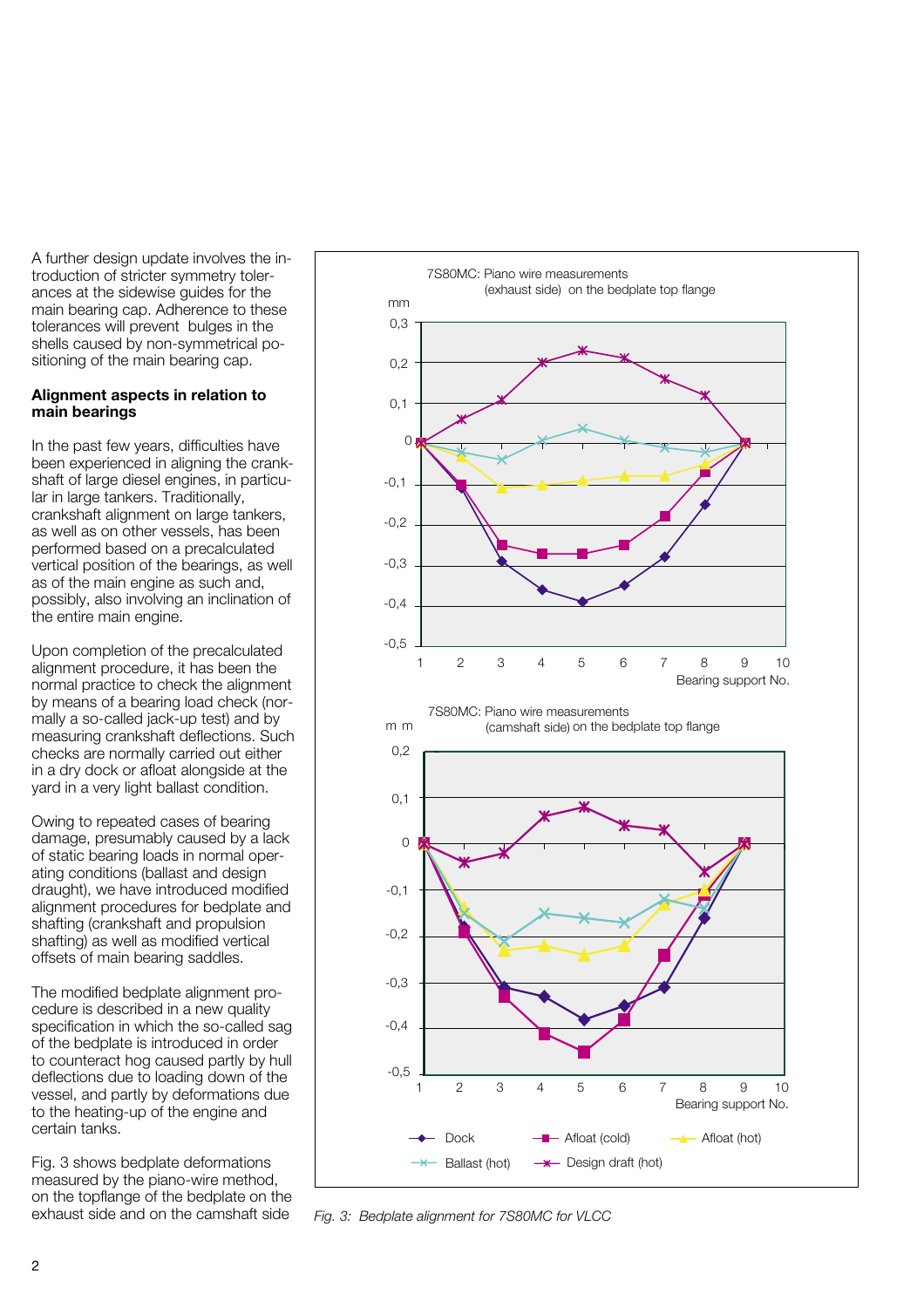A further design update involves the introduction of stricter symmetry tolerances at the sidewise guides for the main bearing cap. Adherence to these tolerances will prevent bulges in the shells caused by non-symmetrical positioning of the main bearing cap.

**Alignment aspects in relation to main bearings**

In the past few years, difficulties have been experienced in aligning the crankshaft of large diesel engines, in particular in large tankers. Traditionally, crankshaft alignment on large tankers, as well as on other vessels, has been performed based on a precalculated vertical position of the bearings, as well as of the main engine as such and, possibly, also involving an inclination of the entire main engine.

Upon completion of the precalculated alignment procedure, it has been the normal practice to check the alignment by means of a bearing load check (normally a so-called jack-up test) and by measuring crankshaft deflections. Such checks are normally carried out either in a dry dock or afloat alongside at the yard in a very light ballast condition.

Owing to repeated cases of bearing damage, presumably caused by a lack of static bearing loads in normal operating conditions (ballast and design draught), we have introduced modified alignment procedures for bedplate and shafting (crankshaft and propulsion shafting) as well as modified vertical offsets of main bearing saddles.

The modified bedplate alignment procedure is described in a new quality specification in which the so-called sag of the bedplate is introduced in order to counteract hog caused partly by hull deflections due to loading down of the vessel, and partly by deformations due to the heating-up of the engine and certain tanks.

Fig. 3 shows bedplate deformations measured by the piano-wire method, on the topflange of the bedplate on the exhaust side and on the camshaft side

*Fig. 3: Bedplate alignment for 7S80MC for VLCC*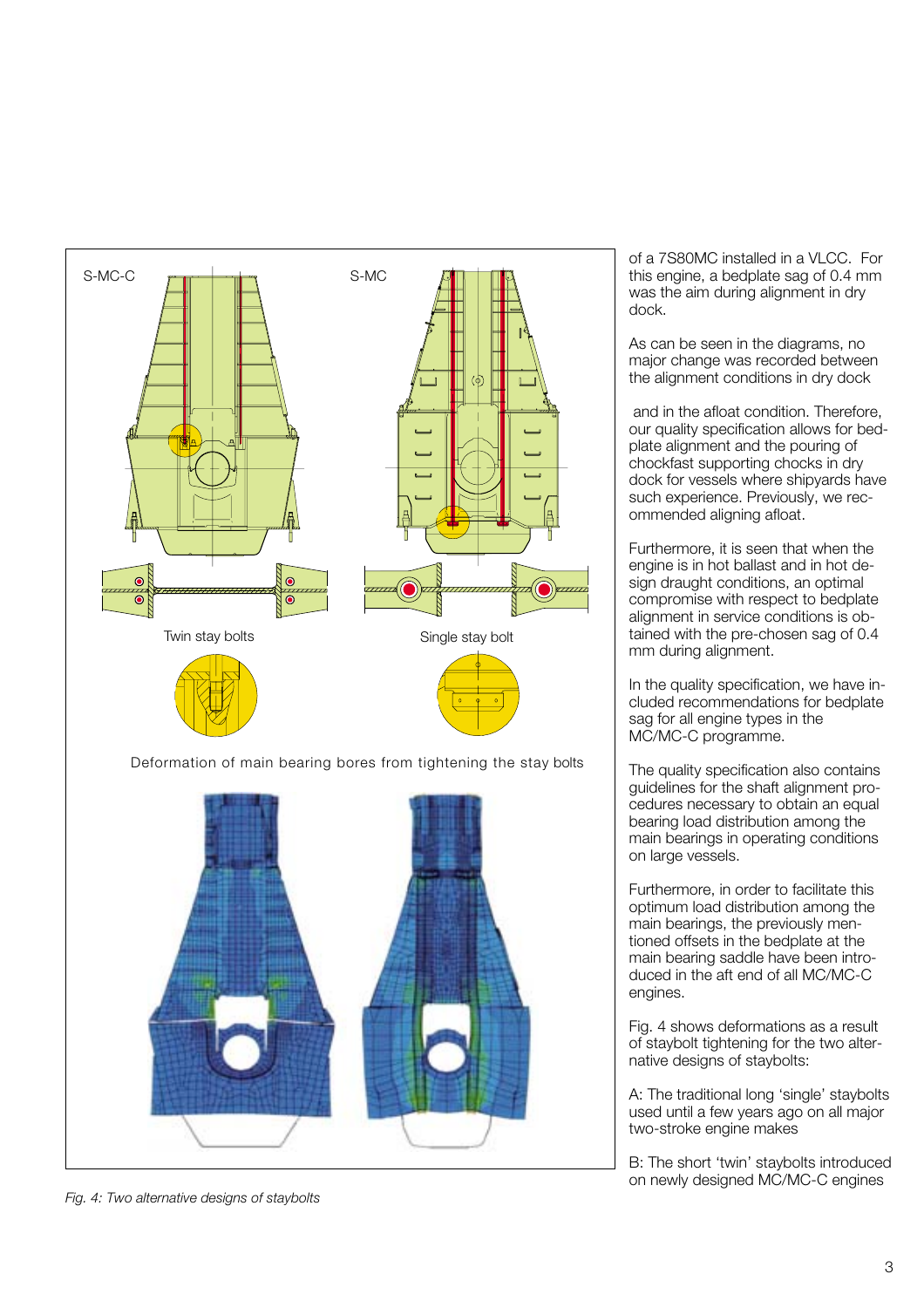of a 7S80MC installed in a VLCC. For this engine, a bedplate sag of 0.4 mm was the aim during alignment in dry dock.

As can be seen in the diagrams, no major change was recorded between the alignment conditions in dry dock and in the afloat condition. Therefore, our quality specification allows for bedplate alignment and the pouring of chockfast supporting chocks in dry dock for vessels where shipyards have such experience. Previously, we recommended aligning afloat.

Furthermore, it is seen that when the engine is in hot ballast and in hot design draught conditions, an optimal compromise with respect to bedplate alignment in service conditions is obtained with the pre-chosen sag of 0.4 mm during alignment.

In the quality specification, we have included recommendations for bedplate sag for all engine types in the MC/MC-C programme.

The quality specification also contains guidelines for the shaft alignment procedures necessary to obtain an equal bearing load distribution among the main bearings in operating conditions on large vessels.

Furthermore, in order to facilitate this optimum load distribution among the main bearings, the previously mentioned offsets in the bedplate at the main bearing saddle have been introduced in the aft end of all MC/MC-C engines.

Fig. 4 shows deformations as a result of staybolt tightening for the two alternative designs of staybolts:

A: The traditional long 'single' staybolts used until a few years ago on all major two-stroke engine makes

B: The short 'twin' staybolts introduced on newly designed MC/MC-C engines

*Fig. 4: Two alternative designs of staybolts*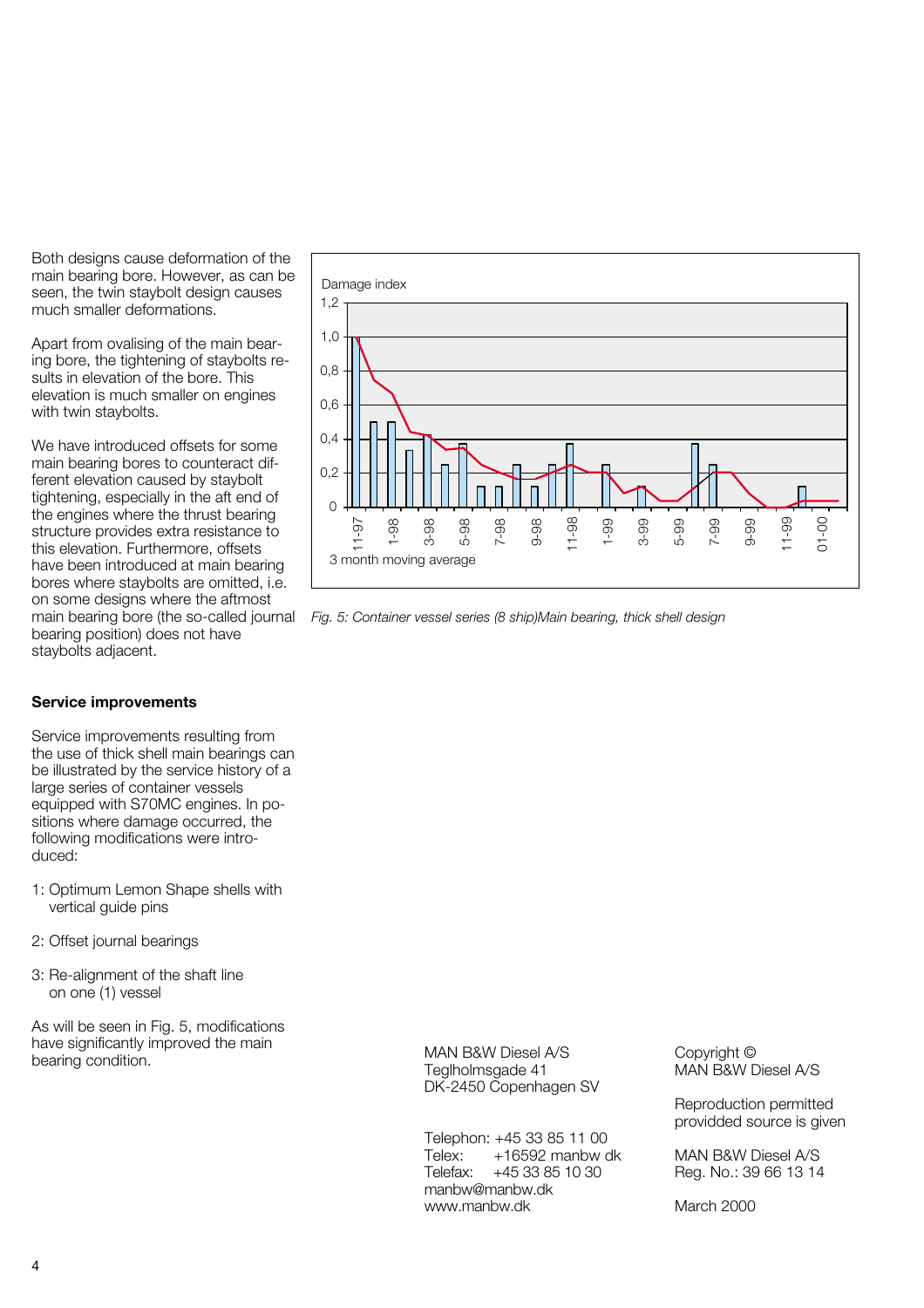Both designs cause deformation of the main bearing bore. However, as can be seen, the twin staybolt design causes much smaller deformations.

Apart from ovalising of the main bearing bore, the tightening of staybolts results in elevation of the bore. This elevation is much smaller on engines with twin staybolts.

We have introduced offsets for some main bearing bores to counteract different elevation caused by staybolt tightening, especially in the aft end of the engines where the thrust bearing structure provides extra resistance to this elevation. Furthermore, offsets have been introduced at main bearing bores where staybolts are omitted, i.e. on some designs where the aftmost main bearing bore (the so-called journal bearing position) does not have staybolts adjacent.

Damage index

1,2
1,0
0,8
0,6
0,4
0,2
0

11-97
1-98
3-98
5-98
7-98
9-98
11-98
1-99
3-99
5-99
7-99
9-99
11-99
01-00

3 month moving average

*Fig. 5: Container vessel series (8 ship)Main bearing, thick shell design*

### Service improvements

Service improvements resulting from the use of thick shell main bearings can be illustrated by the service history of a large series of container vessels equipped with S70MC engines. In positions where damage occurred, the following modifications were introduced:

1: Optimum Lemon Shape shells with vertical guide pins

2: Offset journal bearings

3: Re-alignment of the shaft line on one (1) vessel

As will be seen in Fig. 5, modifications have significantly improved the main bearing condition.

MAN B&W Diesel A/S
Teglholmsgade 41
DK-2450 Copenhagen SV

Telephon: +45 33 85 11 00
Telex: +16592 manbw dk
Telefax: +45 33 85 10 30
manbw@manbw.dk
www.manbw.dk

Copyright ©
MAN B&W Diesel A/S

Reproduction permitted providded source is given

MAN B&W Diesel A/S
Reg. No.: 39 66 13 14

March 2000